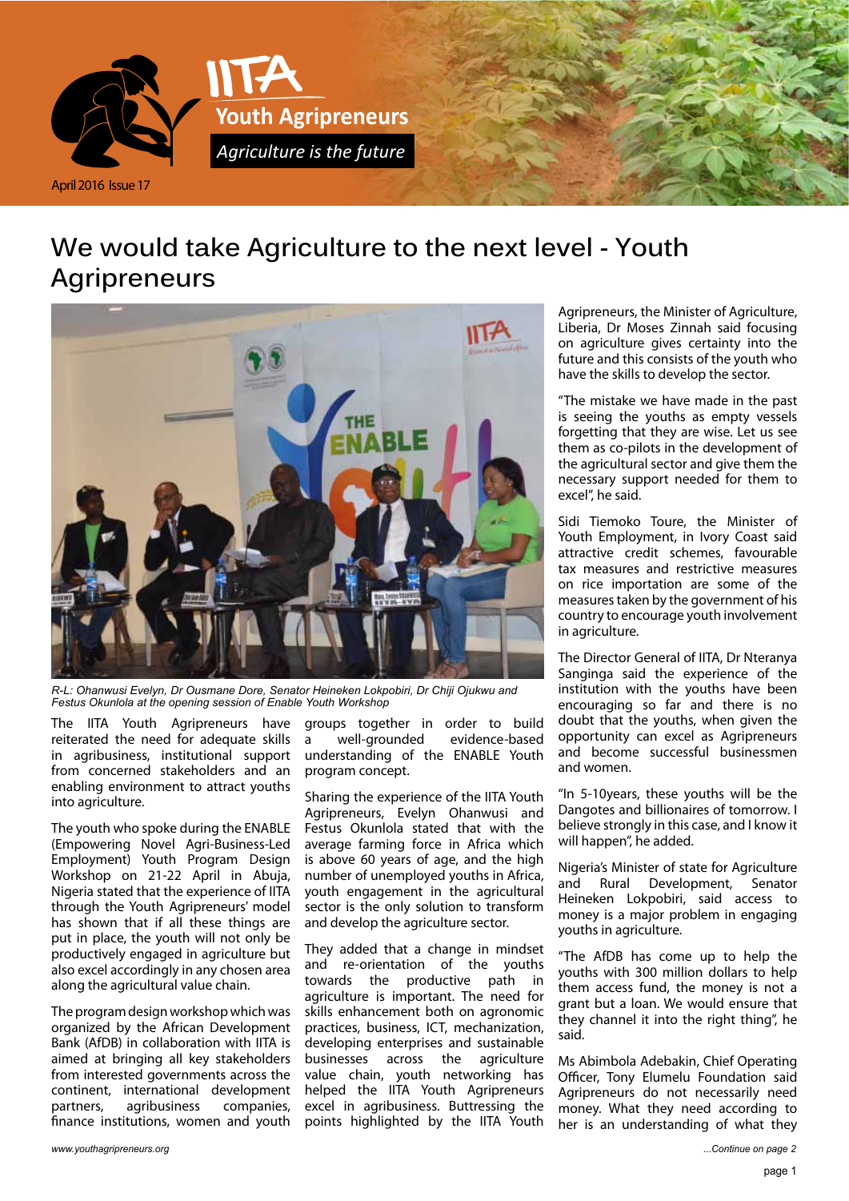# IITA Youth Agripreneurs

*Agriculture is the future*

April 2016 Issue 17

# We would take Agriculture to the next level - Youth Agripreneurs

*R-L: Ohanwusi Evelyn, Dr Ousmane Dore, Senator Heineken Lokpobiri, Dr Chiji Ojukwu and Festus Okunlola at the opening session of Enable Youth Workshop*

The IITA Youth Agripreneurs have reiterated the need for adequate skills in agribusiness, institutional support from concerned stakeholders and an enabling environment to attract youths into agriculture.

The youth who spoke during the ENABLE (Empowering Novel Agri-Business-Led Employment) Youth Program Design Workshop on 21-22 April in Abuja, Nigeria stated that the experience of IITA through the Youth Agripreneurs' model has shown that if all these things are put in place, the youth will not only be productively engaged in agriculture but also excel accordingly in any chosen area along the agricultural value chain.

The program design workshop which was organized by the African Development Bank (AfDB) in collaboration with IITA is aimed at bringing all key stakeholders from interested governments across the continent, international development partners, agribusiness companies, finance institutions, women and youth groups together in order to build a well-grounded evidence-based understanding of the ENABLE Youth program concept.

Sharing the experience of the IITA Youth Agripreneurs, Evelyn Ohanwusi and Festus Okunlola stated that with the average farming force in Africa which is above 60 years of age, and the high number of unemployed youths in Africa, youth engagement in the agricultural sector is the only solution to transform and develop the agriculture sector.

They added that a change in mindset and re-orientation of the youths towards the productive path in agriculture is important. The need for skills enhancement both on agronomic practices, business, ICT, mechanization, developing enterprises and sustainable businesses across the agriculture value chain, youth networking has helped the IITA Youth Agripreneurs excel in agribusiness. Buttressing the points highlighted by the IITA Youth Agripreneurs, the Minister of Agriculture, Liberia, Dr Moses Zinnah said focusing on agriculture gives certainty into the future and this consists of the youth who have the skills to develop the sector.

"The mistake we have made in the past is seeing the youths as empty vessels forgetting that they are wise. Let us see them as co-pilots in the development of the agricultural sector and give them the necessary support needed for them to excel", he said.

Sidi Tiemoko Toure, the Minister of Youth Employment, in Ivory Coast said attractive credit schemes, favourable tax measures and restrictive measures on rice importation are some of the measures taken by the government of his country to encourage youth involvement in agriculture.

The Director General of IITA, Dr Nteranya Sanginga said the experience of the institution with the youths have been encouraging so far and there is no doubt that the youths, when given the opportunity can excel as Agripreneurs and become successful businessmen and women.

"In 5-10years, these youths will be the Dangotes and billionaires of tomorrow. I believe strongly in this case, and I know it will happen", he added.

Nigeria's Minister of state for Agriculture and Rural Development, Senator Heineken Lokpobiri, said access to money is a major problem in engaging youths in agriculture.

"The AfDB has come up to help the youths with 300 million dollars to help them access fund, the money is not a grant but a loan. We would ensure that they channel it into the right thing", he said.

Ms Abimbola Adebakin, Chief Operating Officer, Tony Elumelu Foundation said Agripreneurs do not necessarily need money. What they need according to her is an understanding of what they

www.youthagripreneurs.org

*...Continue on page 2*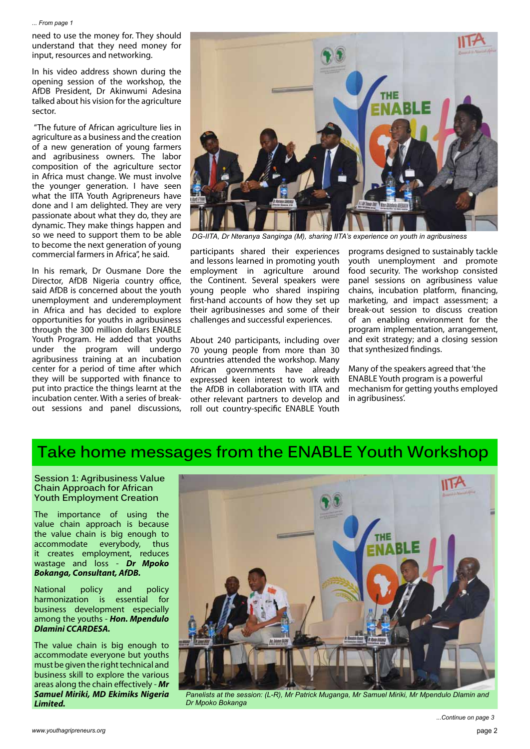*... From page 1*

need to use the money for. They should understand that they need money for input, resources and networking.

In his video address shown during the opening session of the workshop, the AfDB President, Dr Akinwumi Adesina talked about his vision for the agriculture sector.

"The future of African agriculture lies in agriculture as a business and the creation of a new generation of young farmers and agribusiness owners. The labor composition of the agriculture sector in Africa must change. We must involve the younger generation. I have seen what the IITA Youth Agripreneurs have done and I am delighted. They are very passionate about what they do, they are dynamic. They make things happen and so we need to support them to be able to become the next generation of young commercial farmers in Africa", he said.

In his remark, Dr Ousmane Dore the Director, AfDB Nigeria country office, said AfDB is concerned about the youth unemployment and underemployment in Africa and has decided to explore opportunities for youths in agribusiness through the 300 million dollars ENABLE Youth Program. He added that youths under the program will undergo agribusiness training at an incubation center for a period of time after which they will be supported with finance to put into practice the things learnt at the incubation center. With a series of break-out sessions and panel discussions, participants shared their experiences and lessons learned in promoting youth employment in agriculture around the Continent. Several speakers were young people who shared inspiring first-hand accounts of how they set up their agribusinesses and some of their challenges and successful experiences.

*DG-IITA, Dr Nteranya Sanginga (M), sharing IITA's experience on youth in agribusiness*

About 240 participants, including over 70 young people from more than 30 countries attended the workshop. Many African governments have already expressed keen interest to work with the AfDB in collaboration with IITA and other relevant partners to develop and roll out country-specific ENABLE Youth programs designed to sustainably tackle youth unemployment and promote food security. The workshop consisted of panel sessions on agribusiness value chains, incubation platform, financing, marketing, and impact assessment; a break-out session to discuss creation of an enabling environment for the program implementation, arrangement, and exit strategy; and a closing session that synthesized findings.

Many of the speakers agreed that 'the ENABLE Youth program is a powerful mechanism for getting youths employed in agribusiness'.

## Take home messages from the ENABLE Youth Workshop

### Session 1: Agribusiness Value Chain Approach for African Youth Employment Creation

The importance of using the value chain approach is because the value chain is big enough to accommodate everybody, thus it creates employment, reduces wastage and loss - ***Dr Mpoko Bokanga, Consultant, AfDB.***

National policy and policy harmonization is essential for business development especially among the youths - ***Hon. Mpendulo Dlamini CCARDESA.***

The value chain is big enough to accommodate everyone but youths must be given the right technical and business skill to explore the various areas along the chain effectively - ***Mr Samuel Miriki, MD Ekimiks Nigeria Limited.***

*Panelists at the session: (L-R), Mr Patrick Muganga, Mr Samuel Miriki, Mr Mpendulo Dlamin and Dr Mpoko Bokanga*

*...Continue on page 3*

www.youthagripreneurs.org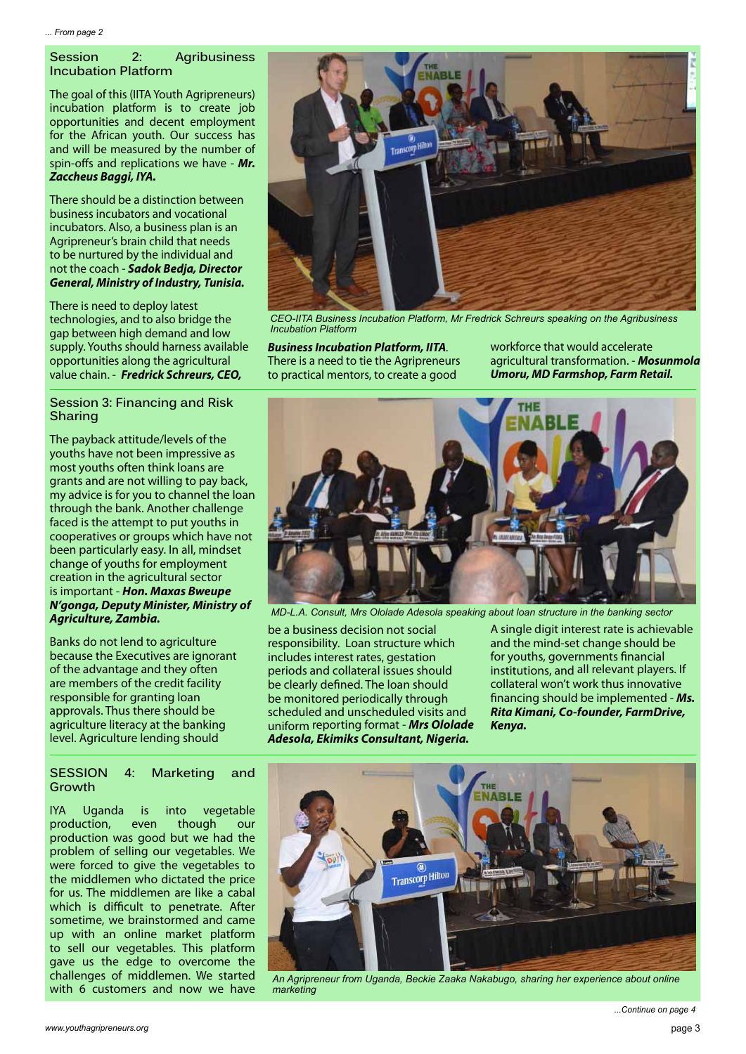*... From page 2*

## Session 2: Agribusiness Incubation Platform

The goal of this (IITA Youth Agripreneurs) incubation platform is to create job opportunities and decent employment for the African youth. Our success has and will be measured by the number of spin-offs and replications we have - ***Mr. Zaccheus Baggi, IYA.***

There should be a distinction between business incubators and vocational incubators. Also, a business plan is an Agripreneur's brain child that needs to be nurtured by the individual and not the coach - ***Sadok Bedja, Director General, Ministry of Industry, Tunisia.***

There is need to deploy latest technologies, and to also bridge the gap between high demand and low supply. Youths should harness available opportunities along the agricultural value chain. - ***Fredrick Schreurs, CEO, Business Incubation Platform, IITA.***

*CEO-IITA Business Incubation Platform, Mr Fredrick Schreurs speaking on the Agribusiness Incubation Platform*

There is a need to tie the Agripreneurs to practical mentors, to create a good workforce that would accelerate agricultural transformation. - ***Mosunmola Umoru, MD Farmshop, Farm Retail.***

## Session 3: Financing and Risk Sharing

The payback attitude/levels of the youths have not been impressive as most youths often think loans are grants and are not willing to pay back, my advice is for you to channel the loan through the bank. Another challenge faced is the attempt to put youths in cooperatives or groups which have not been particularly easy. In all, mindset change of youths for employment creation in the agricultural sector is important - ***Hon. Maxas Bweupe N'gonga, Deputy Minister, Ministry of Agriculture, Zambia.***

Banks do not lend to agriculture because the Executives are ignorant of the advantage and they often are members of the credit facility responsible for granting loan approvals. Thus there should be agriculture literacy at the banking level. Agriculture lending should be a business decision not social responsibility. Loan structure which includes interest rates, gestation periods and collateral issues should be clearly defined. The loan should be monitored periodically through scheduled and unscheduled visits and uniform reporting format - ***Mrs Ololade Adesola, Ekimiks Consultant, Nigeria.***

*MD-L.A. Consult, Mrs Ololade Adesola speaking about loan structure in the banking sector*

A single digit interest rate is achievable and the mind-set change should be for youths, governments financial institutions, and all relevant players. If collateral won't work thus innovative financing should be implemented - ***Ms. Rita Kimani, Co-founder, FarmDrive, Kenya.***

## SESSION 4: Marketing and Growth

IYA Uganda is into vegetable production, even though our production was good but we had the problem of selling our vegetables. We were forced to give the vegetables to the middlemen who dictated the price for us. The middlemen are like a cabal which is difficult to penetrate. After sometime, we brainstormed and came up with an online market platform to sell our vegetables. This platform gave us the edge to overcome the challenges of middlemen. We started with 6 customers and now we have

*An Agripreneur from Uganda, Beckie Zaaka Nakabugo, sharing her experience about online marketing*

*...Continue on page 4*

www.youthagripreneurs.org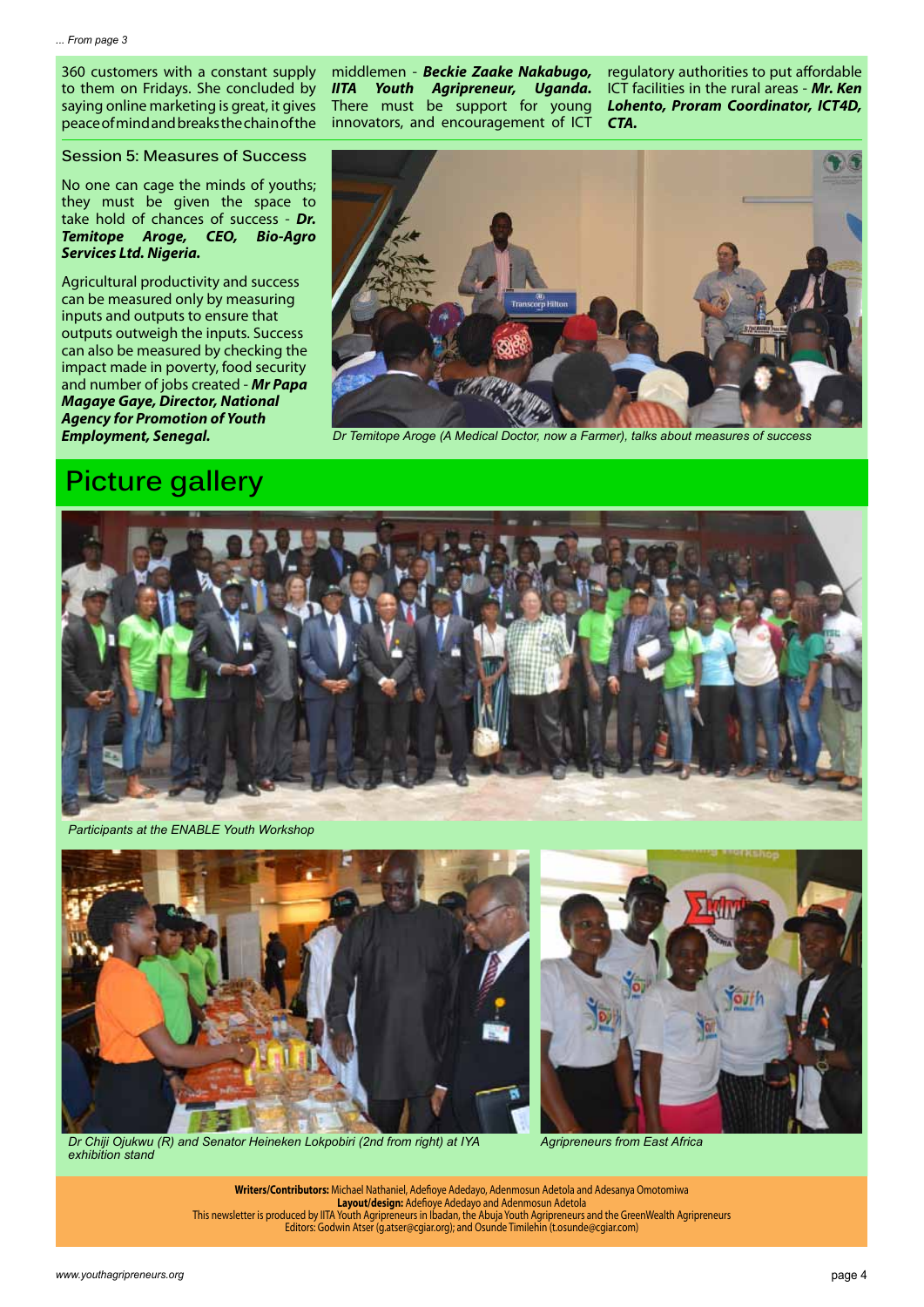... From page 3

360 customers with a constant supply to them on Fridays. She concluded by saying online marketing is great, it gives peace of mind and breaks the chain of the middlemen - ***Beckie Zaake Nakabugo, IITA Youth Agripreneur, Uganda.***

There must be support for young innovators, and encouragement of ICT regulatory authorities to put affordable ICT facilities in the rural areas - ***Mr. Ken Lohento, Proram Coordinator, ICT4D, CTA.***

### Session 5: Measures of Success

No one can cage the minds of youths; they must be given the space to take hold of chances of success - ***Dr. Temitope Aroge, CEO, Bio-Agro Services Ltd. Nigeria.***

Agricultural productivity and success can be measured only by measuring inputs and outputs to ensure that outputs outweigh the inputs. Success can also be measured by checking the impact made in poverty, food security and number of jobs created - ***Mr Papa Magaye Gaye, Director, National Agency for Promotion of Youth Employment, Senegal.***

*Dr Temitope Aroge (A Medical Doctor, now a Farmer), talks about measures of success*

## Picture gallery

*Participants at the ENABLE Youth Workshop*

*Dr Chiji Ojukwu (R) and Senator Heineken Lokpobiri (2nd from right) at IYA exhibition stand*

*Agripreneurs from East Africa*

**Writers/Contributors:** Michael Nathaniel, Adefioye Adedayo, Adenmosun Adetola and Adesanya Omotomiwa
**Layout/design:** Adefioye Adedayo and Adenmosun Adetola
This newsletter is produced by IITA Youth Agripreneurs in Ibadan, the Abuja Youth Agripreneurs and the GreenWealth Agripreneurs
Editors: Godwin Atser (g.atser@cgiar.org); and Osunde Timilehin (t.osunde@cgiar.com)

www.youthagripreneurs.org